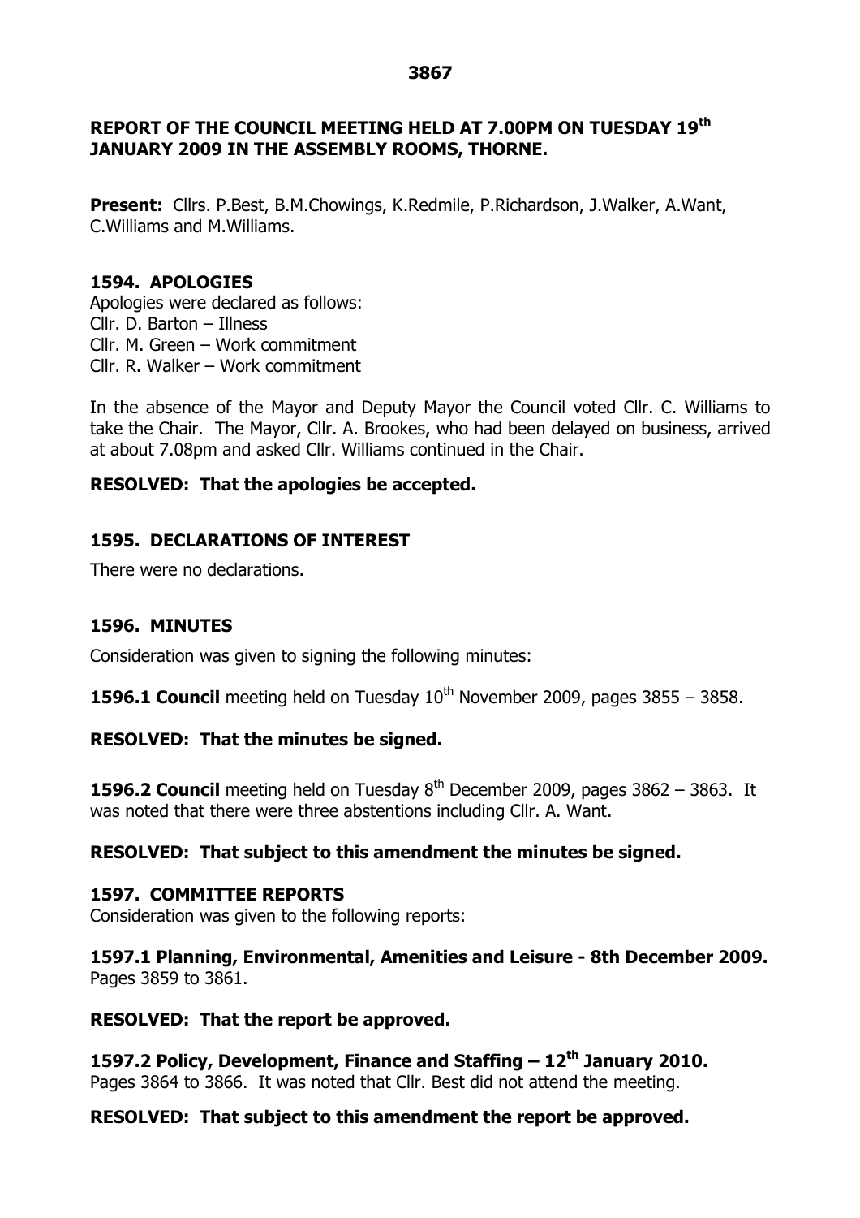## REPORT OF THE COUNCIL MEETING HELD AT 7.00PM ON TUESDAY 19th JANUARY 2009 IN THE ASSEMBLY ROOMS, THORNE.

**Present:** Cllrs. P.Best, B.M.Chowings, K.Redmile, P.Richardson, J.Walker, A.Want, C.Williams and M.Williams.

### 1594. APOLOGIES

Apologies were declared as follows:
Cllr. D. Barton – Illness
Cllr. M. Green – Work commitment
Cllr. R. Walker – Work commitment

In the absence of the Mayor and Deputy Mayor the Council voted Cllr. C. Williams to take the Chair. The Mayor, Cllr. A. Brookes, who had been delayed on business, arrived at about 7.08pm and asked Cllr. Williams continued in the Chair.

**RESOLVED: That the apologies be accepted.**

### 1595. DECLARATIONS OF INTEREST

There were no declarations.

### 1596. MINUTES

Consideration was given to signing the following minutes:

**1596.1 Council** meeting held on Tuesday 10th November 2009, pages 3855 – 3858.

**RESOLVED: That the minutes be signed.**

**1596.2 Council** meeting held on Tuesday 8th December 2009, pages 3862 – 3863. It was noted that there were three abstentions including Cllr. A. Want.

**RESOLVED: That subject to this amendment the minutes be signed.**

### 1597. COMMITTEE REPORTS

Consideration was given to the following reports:

**1597.1 Planning, Environmental, Amenities and Leisure - 8th December 2009.** Pages 3859 to 3861.

**RESOLVED: That the report be approved.**

**1597.2 Policy, Development, Finance and Staffing – 12th January 2010.** Pages 3864 to 3866. It was noted that Cllr. Best did not attend the meeting.

**RESOLVED: That subject to this amendment the report be approved.**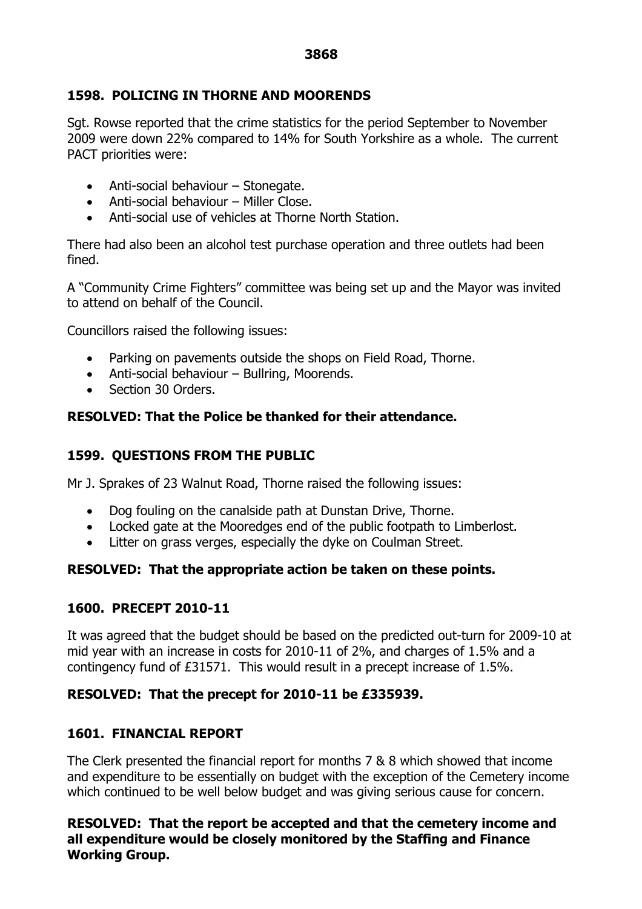### 1598. POLICING IN THORNE AND MOORENDS

Sgt. Rowse reported that the crime statistics for the period September to November 2009 were down 22% compared to 14% for South Yorkshire as a whole. The current PACT priorities were:

- Anti-social behaviour – Stonegate.
- Anti-social behaviour – Miller Close.
- Anti-social use of vehicles at Thorne North Station.

There had also been an alcohol test purchase operation and three outlets had been fined.

A "Community Crime Fighters" committee was being set up and the Mayor was invited to attend on behalf of the Council.

Councillors raised the following issues:

- Parking on pavements outside the shops on Field Road, Thorne.
- Anti-social behaviour – Bullring, Moorends.
- Section 30 Orders.

**RESOLVED: That the Police be thanked for their attendance.**

### 1599. QUESTIONS FROM THE PUBLIC

Mr J. Sprakes of 23 Walnut Road, Thorne raised the following issues:

- Dog fouling on the canalside path at Dunstan Drive, Thorne.
- Locked gate at the Mooredges end of the public footpath to Limberlost.
- Litter on grass verges, especially the dyke on Coulman Street.

**RESOLVED: That the appropriate action be taken on these points.**

### 1600. PRECEPT 2010-11

It was agreed that the budget should be based on the predicted out-turn for 2009-10 at mid year with an increase in costs for 2010-11 of 2%, and charges of 1.5% and a contingency fund of £31571. This would result in a precept increase of 1.5%.

**RESOLVED: That the precept for 2010-11 be £335939.**

### 1601. FINANCIAL REPORT

The Clerk presented the financial report for months 7 & 8 which showed that income and expenditure to be essentially on budget with the exception of the Cemetery income which continued to be well below budget and was giving serious cause for concern.

**RESOLVED: That the report be accepted and that the cemetery income and all expenditure would be closely monitored by the Staffing and Finance Working Group.**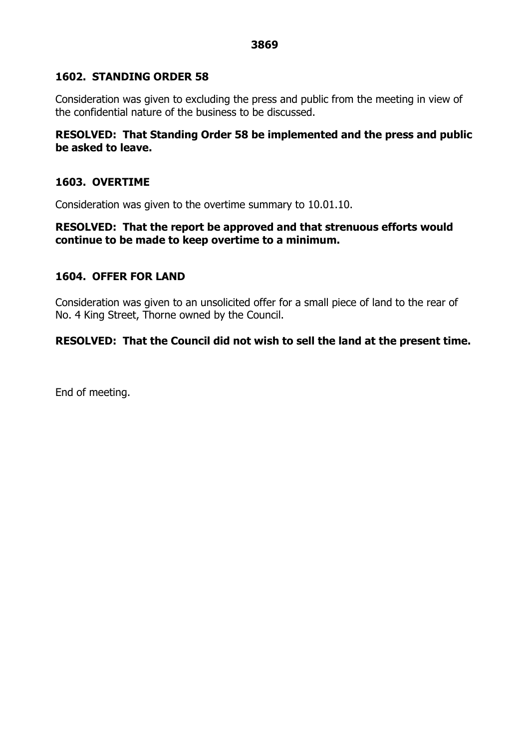### 1602. STANDING ORDER 58

Consideration was given to excluding the press and public from the meeting in view of the confidential nature of the business to be discussed.

**RESOLVED: That Standing Order 58 be implemented and the press and public be asked to leave.**

### 1603. OVERTIME

Consideration was given to the overtime summary to 10.01.10.

**RESOLVED: That the report be approved and that strenuous efforts would continue to be made to keep overtime to a minimum.**

### 1604. OFFER FOR LAND

Consideration was given to an unsolicited offer for a small piece of land to the rear of No. 4 King Street, Thorne owned by the Council.

**RESOLVED: That the Council did not wish to sell the land at the present time.**

End of meeting.